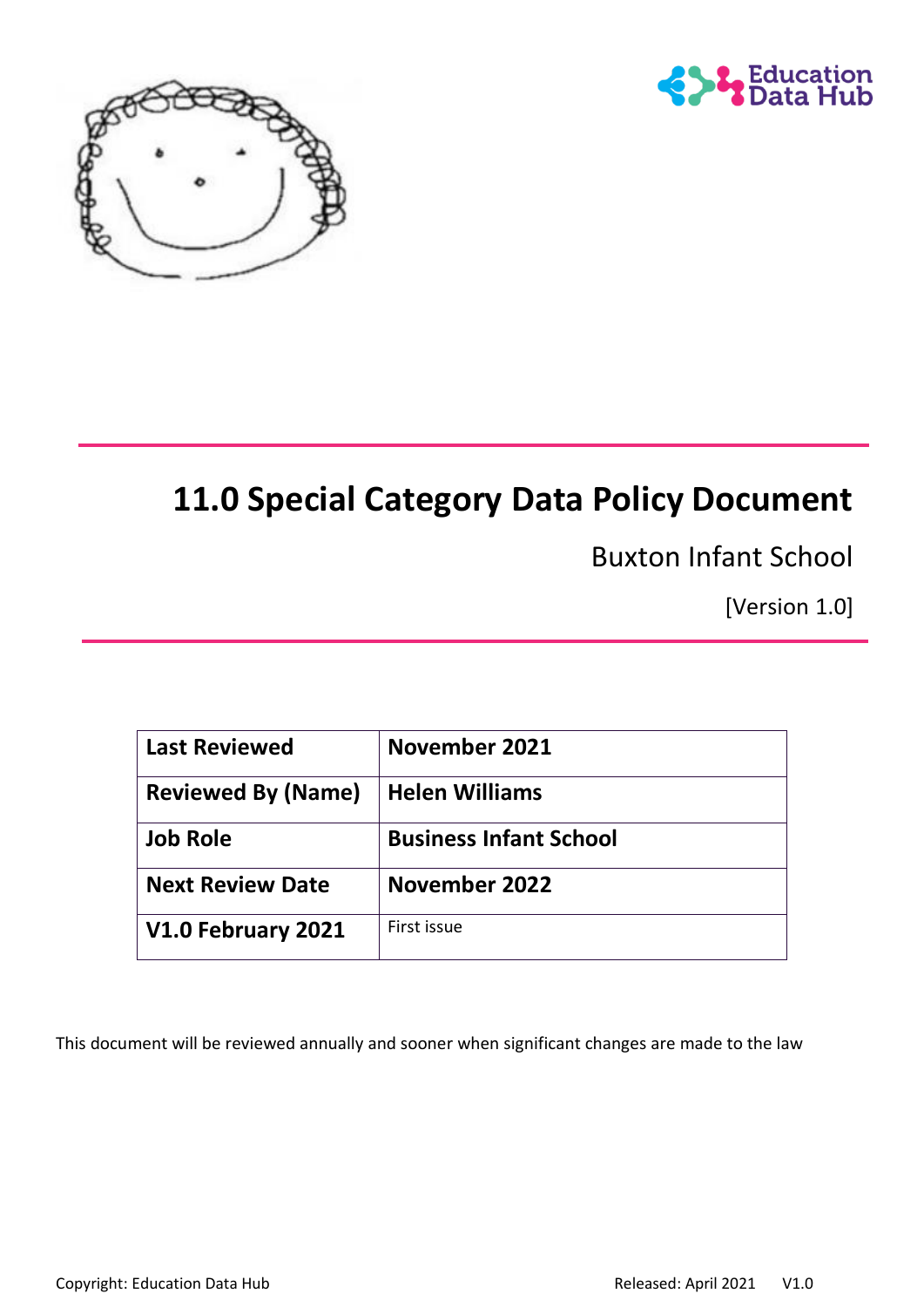# 11.0 Special Category Data Policy Document

Buxton Infant School

[Version 1.0]

| Last Reviewed | November 2021 |
| --- | --- |
| Reviewed By (Name) | Helen Williams |
| Job Role | Business Infant School |
| Next Review Date | November 2022 |
| V1.0 February 2021 | First issue |

This document will be reviewed annually and sooner when significant changes are made to the law

Copyright: Education Data Hub Released: April 2021 V1.0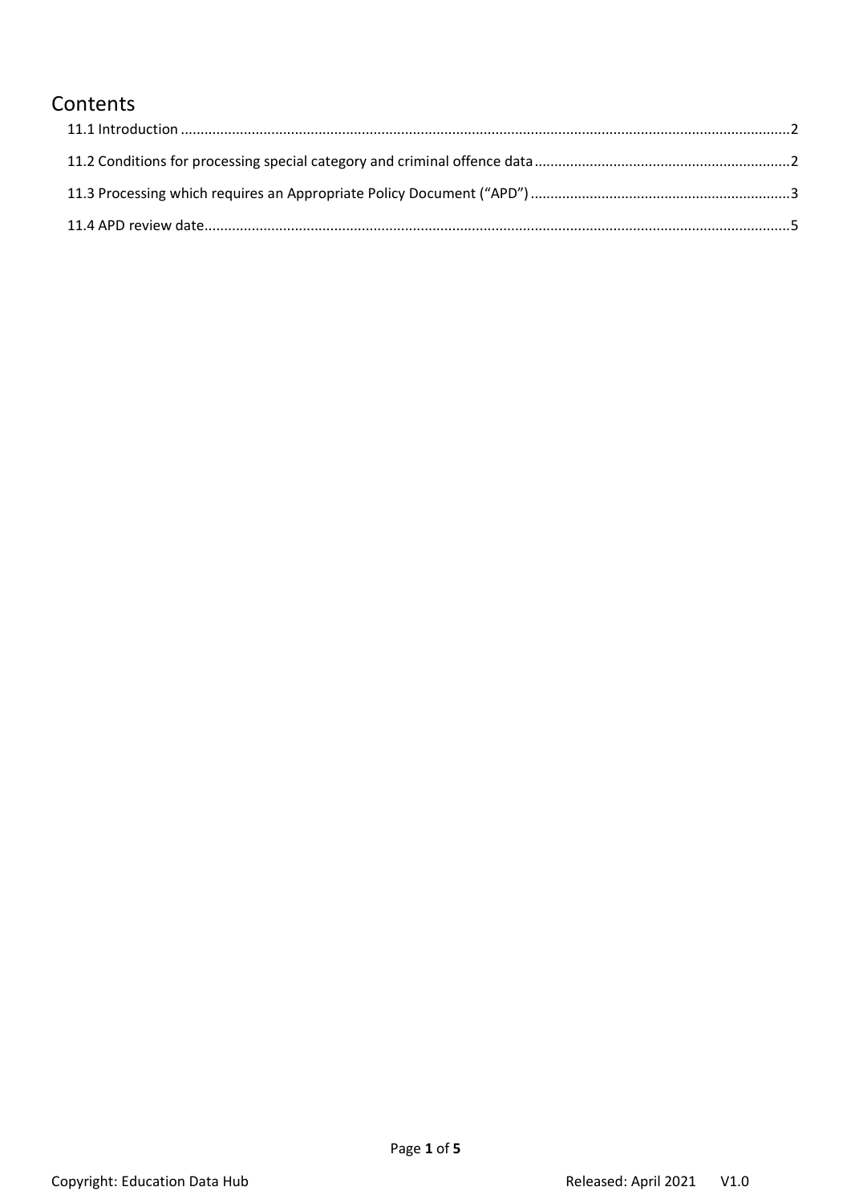# Contents

11.1 Introduction ....................................................................................................................................................2

11.2 Conditions for processing special category and criminal offence data ..................................................................2

11.3 Processing which requires an Appropriate Policy Document ("APD") ....................................................................3

11.4 APD review date................................................................................................................................................5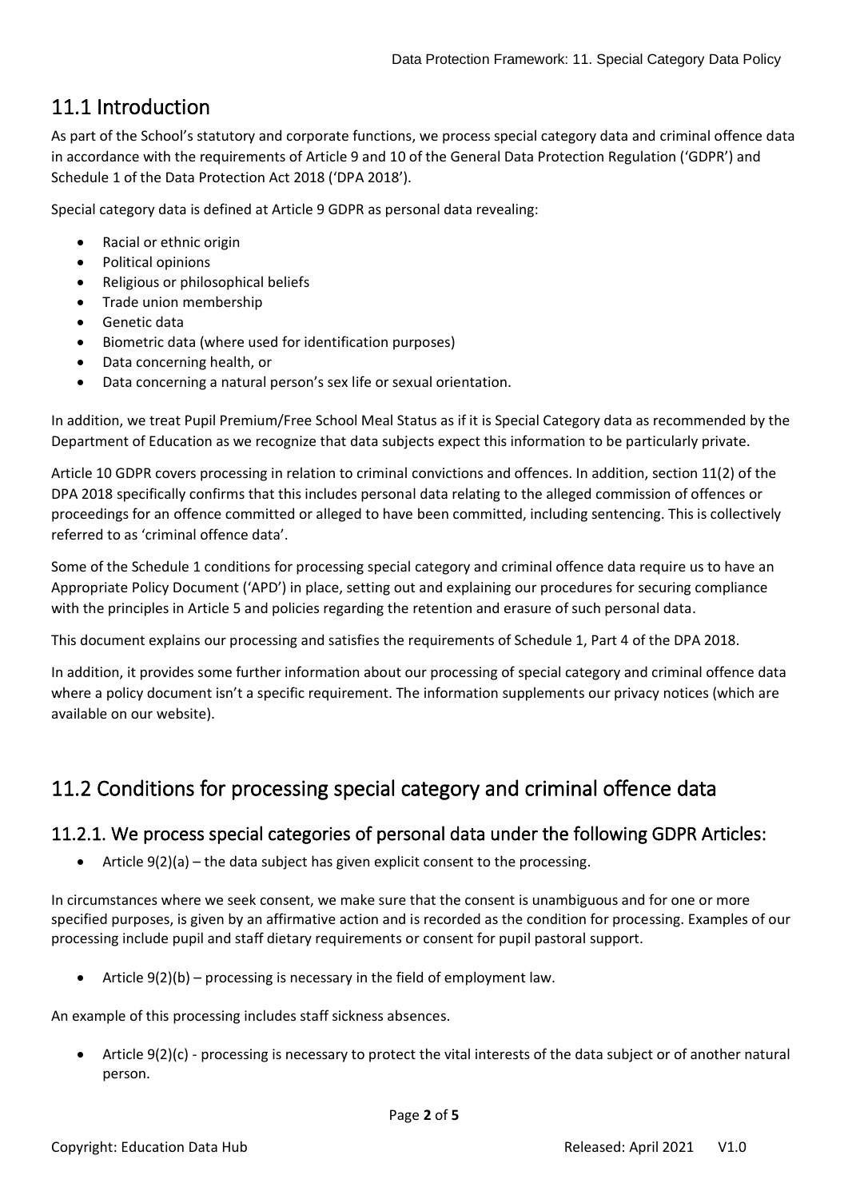## 11.1 Introduction

As part of the School's statutory and corporate functions, we process special category data and criminal offence data in accordance with the requirements of Article 9 and 10 of the General Data Protection Regulation ('GDPR') and Schedule 1 of the Data Protection Act 2018 ('DPA 2018').

Special category data is defined at Article 9 GDPR as personal data revealing:

- Racial or ethnic origin
- Political opinions
- Religious or philosophical beliefs
- Trade union membership
- Genetic data
- Biometric data (where used for identification purposes)
- Data concerning health, or
- Data concerning a natural person's sex life or sexual orientation.

In addition, we treat Pupil Premium/Free School Meal Status as if it is Special Category data as recommended by the Department of Education as we recognize that data subjects expect this information to be particularly private.

Article 10 GDPR covers processing in relation to criminal convictions and offences. In addition, section 11(2) of the DPA 2018 specifically confirms that this includes personal data relating to the alleged commission of offences or proceedings for an offence committed or alleged to have been committed, including sentencing. This is collectively referred to as 'criminal offence data'.

Some of the Schedule 1 conditions for processing special category and criminal offence data require us to have an Appropriate Policy Document ('APD') in place, setting out and explaining our procedures for securing compliance with the principles in Article 5 and policies regarding the retention and erasure of such personal data.

This document explains our processing and satisfies the requirements of Schedule 1, Part 4 of the DPA 2018.

In addition, it provides some further information about our processing of special category and criminal offence data where a policy document isn't a specific requirement. The information supplements our privacy notices (which are available on our website).

## 11.2 Conditions for processing special category and criminal offence data

### 11.2.1. We process special categories of personal data under the following GDPR Articles:

- Article 9(2)(a) – the data subject has given explicit consent to the processing.

In circumstances where we seek consent, we make sure that the consent is unambiguous and for one or more specified purposes, is given by an affirmative action and is recorded as the condition for processing. Examples of our processing include pupil and staff dietary requirements or consent for pupil pastoral support.

- Article 9(2)(b) – processing is necessary in the field of employment law.

An example of this processing includes staff sickness absences.

- Article 9(2)(c) - processing is necessary to protect the vital interests of the data subject or of another natural person.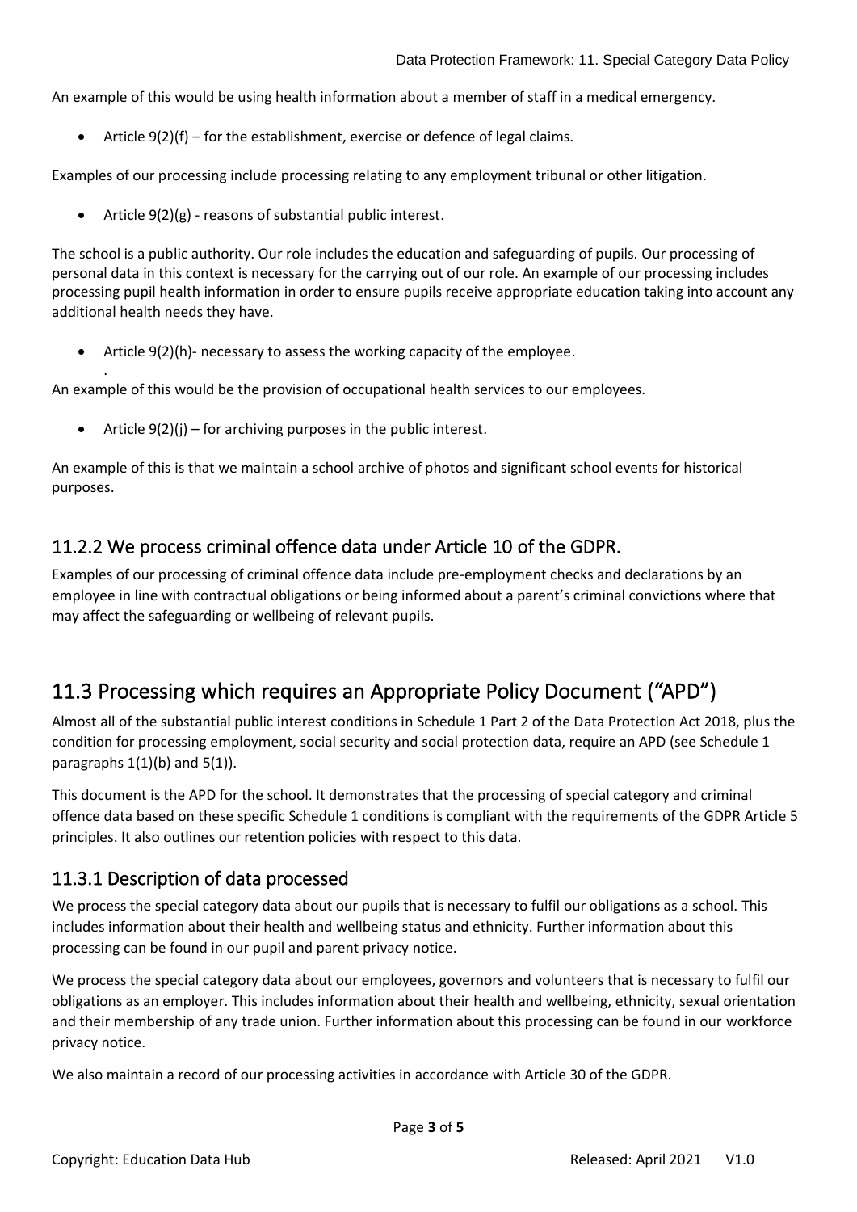An example of this would be using health information about a member of staff in a medical emergency.

- Article 9(2)(f) – for the establishment, exercise or defence of legal claims.

Examples of our processing include processing relating to any employment tribunal or other litigation.

- Article 9(2)(g) - reasons of substantial public interest.

The school is a public authority. Our role includes the education and safeguarding of pupils. Our processing of personal data in this context is necessary for the carrying out of our role. An example of our processing includes processing pupil health information in order to ensure pupils receive appropriate education taking into account any additional health needs they have.

- Article 9(2)(h)- necessary to assess the working capacity of the employee.

An example of this would be the provision of occupational health services to our employees.

- Article 9(2)(j) – for archiving purposes in the public interest.

An example of this is that we maintain a school archive of photos and significant school events for historical purposes.

### 11.2.2 We process criminal offence data under Article 10 of the GDPR.

Examples of our processing of criminal offence data include pre-employment checks and declarations by an employee in line with contractual obligations or being informed about a parent's criminal convictions where that may affect the safeguarding or wellbeing of relevant pupils.

## 11.3 Processing which requires an Appropriate Policy Document ("APD")

Almost all of the substantial public interest conditions in Schedule 1 Part 2 of the Data Protection Act 2018, plus the condition for processing employment, social security and social protection data, require an APD (see Schedule 1 paragraphs 1(1)(b) and 5(1)).

This document is the APD for the school. It demonstrates that the processing of special category and criminal offence data based on these specific Schedule 1 conditions is compliant with the requirements of the GDPR Article 5 principles. It also outlines our retention policies with respect to this data.

### 11.3.1 Description of data processed

We process the special category data about our pupils that is necessary to fulfil our obligations as a school. This includes information about their health and wellbeing status and ethnicity. Further information about this processing can be found in our pupil and parent privacy notice.

We process the special category data about our employees, governors and volunteers that is necessary to fulfil our obligations as an employer. This includes information about their health and wellbeing, ethnicity, sexual orientation and their membership of any trade union. Further information about this processing can be found in our workforce privacy notice.

We also maintain a record of our processing activities in accordance with Article 30 of the GDPR.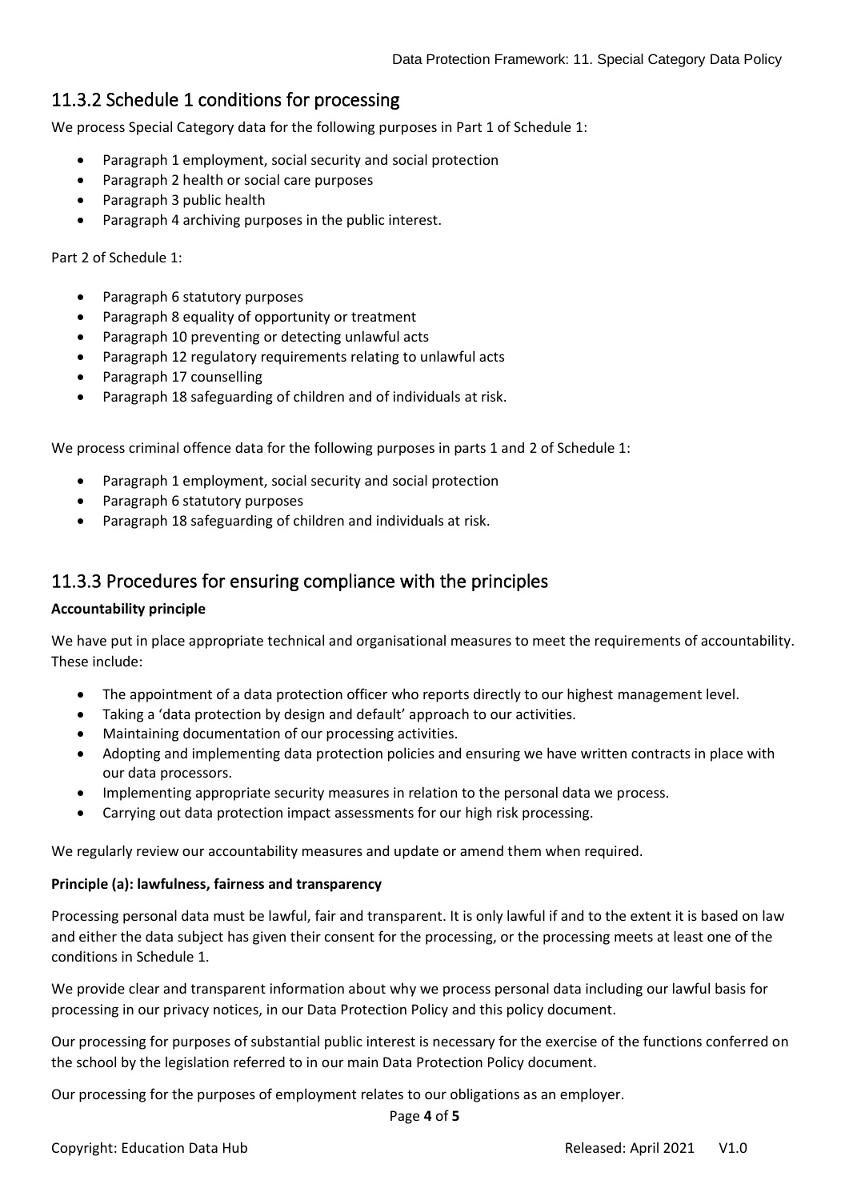## 11.3.2 Schedule 1 conditions for processing

We process Special Category data for the following purposes in Part 1 of Schedule 1:

- Paragraph 1 employment, social security and social protection
- Paragraph 2 health or social care purposes
- Paragraph 3 public health
- Paragraph 4 archiving purposes in the public interest.

Part 2 of Schedule 1:

- Paragraph 6 statutory purposes
- Paragraph 8 equality of opportunity or treatment
- Paragraph 10 preventing or detecting unlawful acts
- Paragraph 12 regulatory requirements relating to unlawful acts
- Paragraph 17 counselling
- Paragraph 18 safeguarding of children and of individuals at risk.

We process criminal offence data for the following purposes in parts 1 and 2 of Schedule 1:

- Paragraph 1 employment, social security and social protection
- Paragraph 6 statutory purposes
- Paragraph 18 safeguarding of children and individuals at risk.

## 11.3.3 Procedures for ensuring compliance with the principles

**Accountability principle**

We have put in place appropriate technical and organisational measures to meet the requirements of accountability. These include:

- The appointment of a data protection officer who reports directly to our highest management level.
- Taking a 'data protection by design and default' approach to our activities.
- Maintaining documentation of our processing activities.
- Adopting and implementing data protection policies and ensuring we have written contracts in place with our data processors.
- Implementing appropriate security measures in relation to the personal data we process.
- Carrying out data protection impact assessments for our high risk processing.

We regularly review our accountability measures and update or amend them when required.

**Principle (a): lawfulness, fairness and transparency**

Processing personal data must be lawful, fair and transparent. It is only lawful if and to the extent it is based on law and either the data subject has given their consent for the processing, or the processing meets at least one of the conditions in Schedule 1.

We provide clear and transparent information about why we process personal data including our lawful basis for processing in our privacy notices, in our Data Protection Policy and this policy document.

Our processing for purposes of substantial public interest is necessary for the exercise of the functions conferred on the school by the legislation referred to in our main Data Protection Policy document.

Our processing for the purposes of employment relates to our obligations as an employer.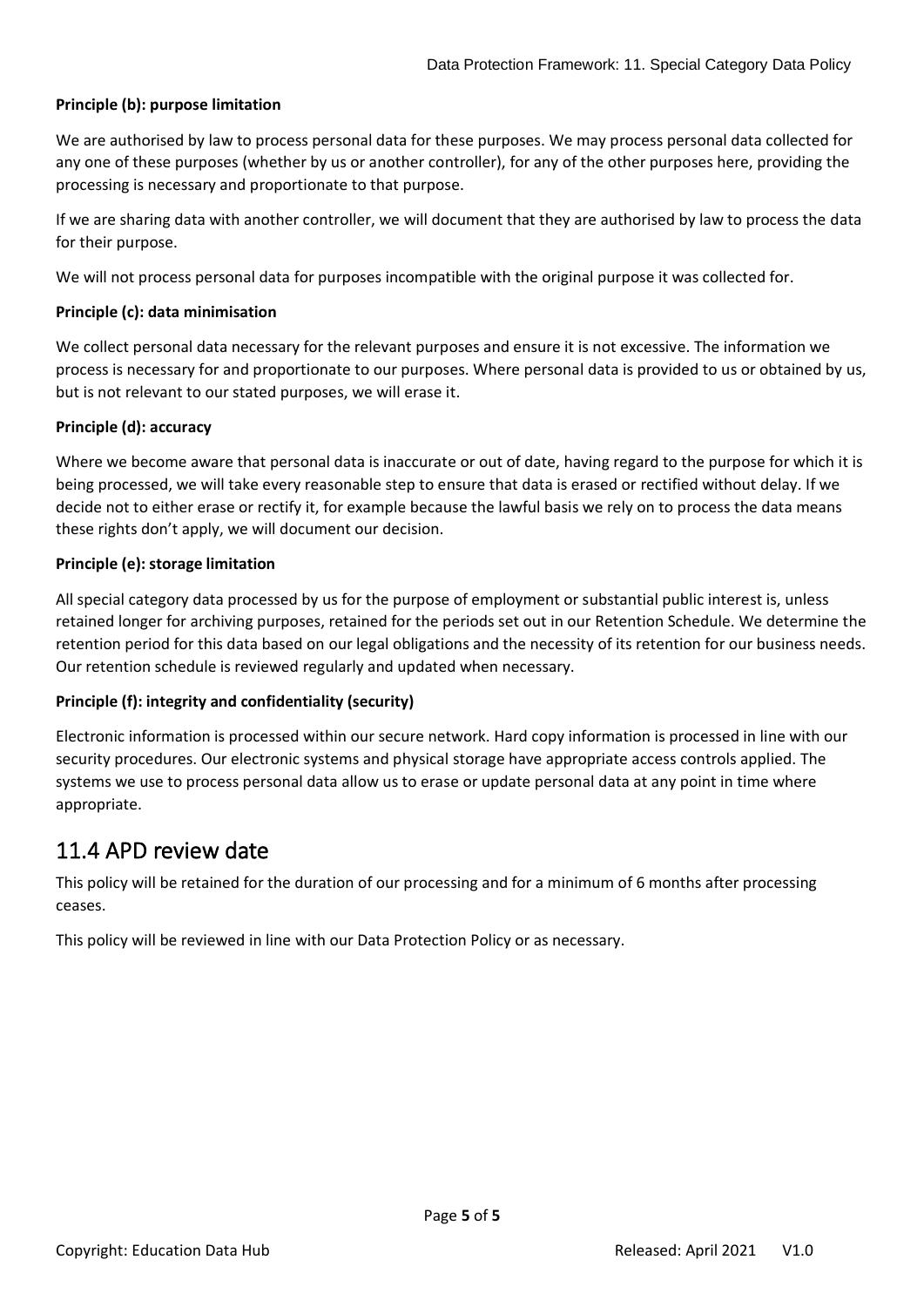**Principle (b): purpose limitation**

We are authorised by law to process personal data for these purposes. We may process personal data collected for any one of these purposes (whether by us or another controller), for any of the other purposes here, providing the processing is necessary and proportionate to that purpose.

If we are sharing data with another controller, we will document that they are authorised by law to process the data for their purpose.

We will not process personal data for purposes incompatible with the original purpose it was collected for.

**Principle (c): data minimisation**

We collect personal data necessary for the relevant purposes and ensure it is not excessive. The information we process is necessary for and proportionate to our purposes. Where personal data is provided to us or obtained by us, but is not relevant to our stated purposes, we will erase it.

**Principle (d): accuracy**

Where we become aware that personal data is inaccurate or out of date, having regard to the purpose for which it is being processed, we will take every reasonable step to ensure that data is erased or rectified without delay. If we decide not to either erase or rectify it, for example because the lawful basis we rely on to process the data means these rights don't apply, we will document our decision.

**Principle (e): storage limitation**

All special category data processed by us for the purpose of employment or substantial public interest is, unless retained longer for archiving purposes, retained for the periods set out in our Retention Schedule. We determine the retention period for this data based on our legal obligations and the necessity of its retention for our business needs. Our retention schedule is reviewed regularly and updated when necessary.

**Principle (f): integrity and confidentiality (security)**

Electronic information is processed within our secure network. Hard copy information is processed in line with our security procedures. Our electronic systems and physical storage have appropriate access controls applied. The systems we use to process personal data allow us to erase or update personal data at any point in time where appropriate.

## 11.4 APD review date

This policy will be retained for the duration of our processing and for a minimum of 6 months after processing ceases.

This policy will be reviewed in line with our Data Protection Policy or as necessary.